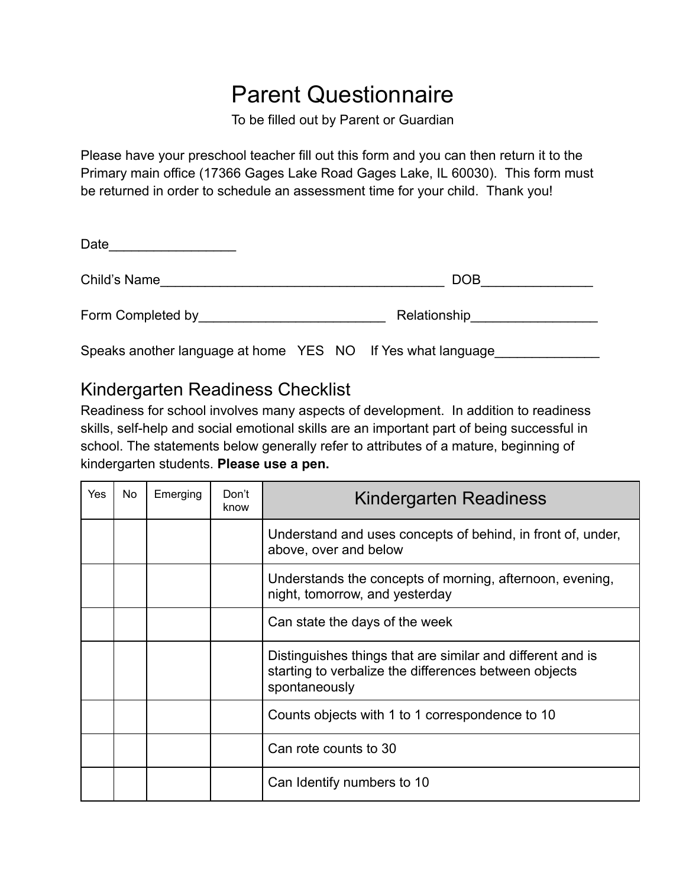# Parent Questionnaire

To be filled out by Parent or Guardian

Please have your preschool teacher fill out this form and you can then return it to the Primary main office (17366 Gages Lake Road Gages Lake, IL 60030). This form must be returned in order to schedule an assessment time for your child. Thank you!

Date_________________

Child's Name_______________________________________ DOB_______________

Form Completed by_________________________ Relationship_________________

Speaks another language at home YES NO If Yes what language______________

## Kindergarten Readiness Checklist

Readiness for school involves many aspects of development. In addition to readiness skills, self-help and social emotional skills are an important part of being successful in school. The statements below generally refer to attributes of a mature, beginning of kindergarten students. **Please use a pen.**

| Yes | No | Emerging | Don't know | Kindergarten Readiness |
|---|---|---|---|---|
| | | | | Understand and uses concepts of behind, in front of, under, above, over and below |
| | | | | Understands the concepts of morning, afternoon, evening, night, tomorrow, and yesterday |
| | | | | Can state the days of the week |
| | | | | Distinguishes things that are similar and different and is starting to verbalize the differences between objects spontaneously |
| | | | | Counts objects with 1 to 1 correspondence to 10 |
| | | | | Can rote counts to 30 |
| | | | | Can Identify numbers to 10 |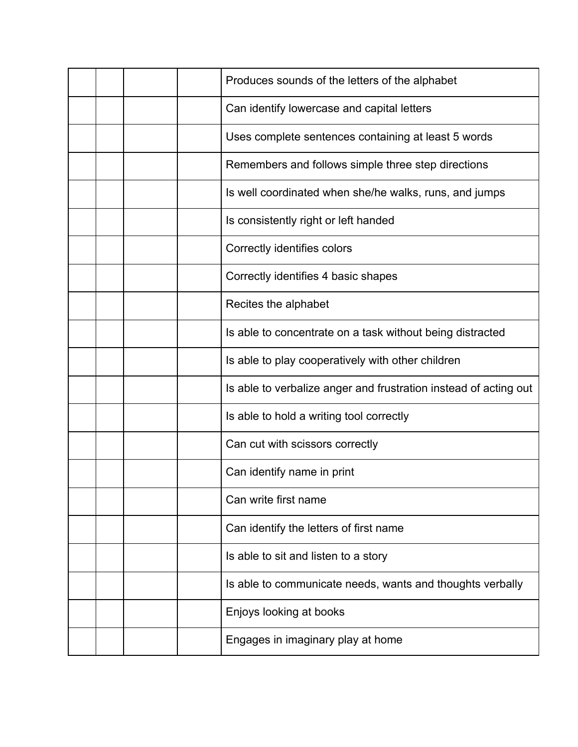| | | | | |
|---|---|---|---|---|
| | | | | Produces sounds of the letters of the alphabet |
| | | | | Can identify lowercase and capital letters |
| | | | | Uses complete sentences containing at least 5 words |
| | | | | Remembers and follows simple three step directions |
| | | | | Is well coordinated when she/he walks, runs, and jumps |
| | | | | Is consistently right or left handed |
| | | | | Correctly identifies colors |
| | | | | Correctly identifies 4 basic shapes |
| | | | | Recites the alphabet |
| | | | | Is able to concentrate on a task without being distracted |
| | | | | Is able to play cooperatively with other children |
| | | | | Is able to verbalize anger and frustration instead of acting out |
| | | | | Is able to hold a writing tool correctly |
| | | | | Can cut with scissors correctly |
| | | | | Can identify name in print |
| | | | | Can write first name |
| | | | | Can identify the letters of first name |
| | | | | Is able to sit and listen to a story |
| | | | | Is able to communicate needs, wants and thoughts verbally |
| | | | | Enjoys looking at books |
| | | | | Engages in imaginary play at home |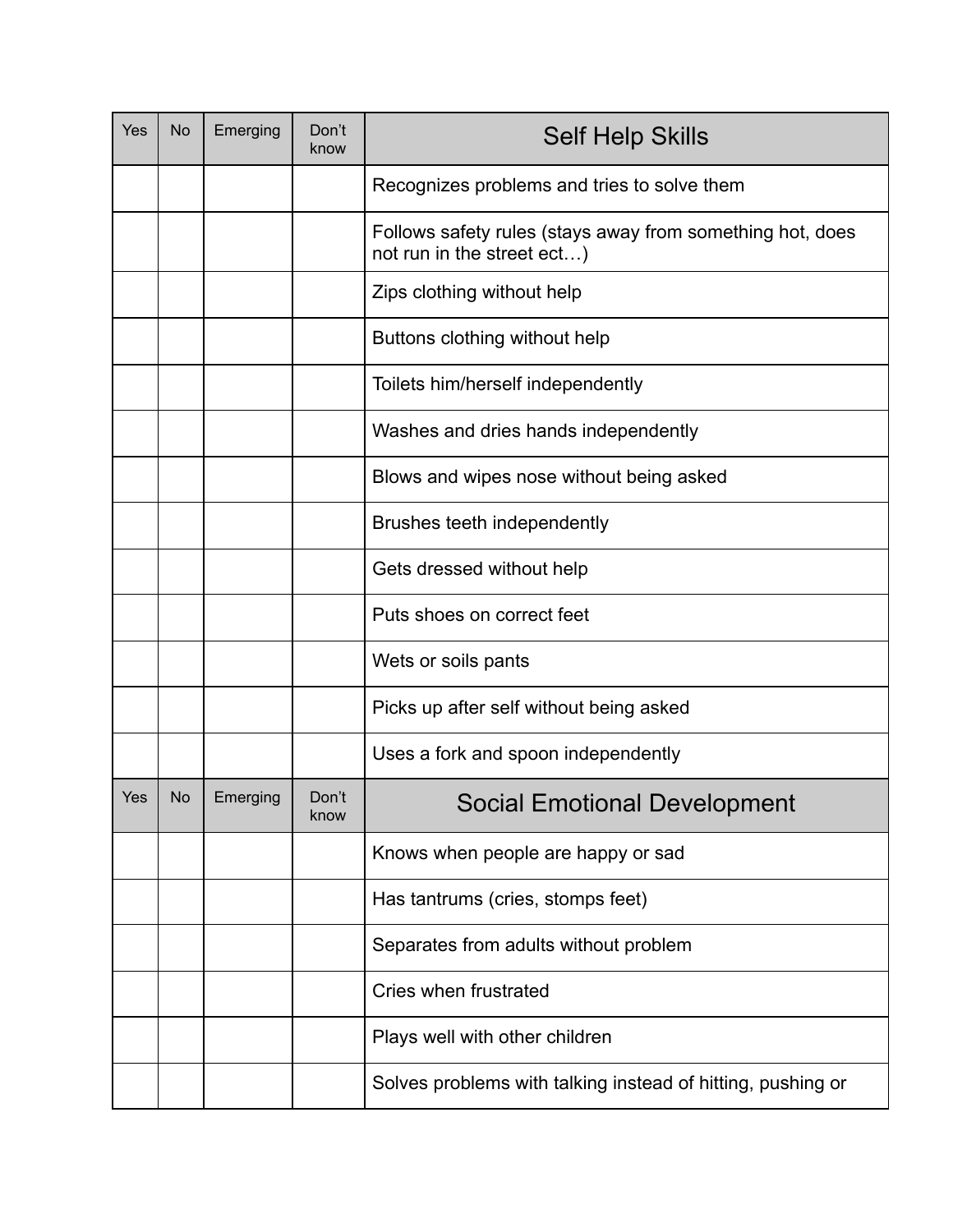| Yes | No | Emerging | Don't know | Self Help Skills |
|---|---|---|---|---|
| | | | | Recognizes problems and tries to solve them |
| | | | | Follows safety rules (stays away from something hot, does not run in the street ect…) |
| | | | | Zips clothing without help |
| | | | | Buttons clothing without help |
| | | | | Toilets him/herself independently |
| | | | | Washes and dries hands independently |
| | | | | Blows and wipes nose without being asked |
| | | | | Brushes teeth independently |
| | | | | Gets dressed without help |
| | | | | Puts shoes on correct feet |
| | | | | Wets or soils pants |
| | | | | Picks up after self without being asked |
| | | | | Uses a fork and spoon independently |

| Yes | No | Emerging | Don't know | Social Emotional Development |
|---|---|---|---|---|
| | | | | Knows when people are happy or sad |
| | | | | Has tantrums (cries, stomps feet) |
| | | | | Separates from adults without problem |
| | | | | Cries when frustrated |
| | | | | Plays well with other children |
| | | | | Solves problems with talking instead of hitting, pushing or |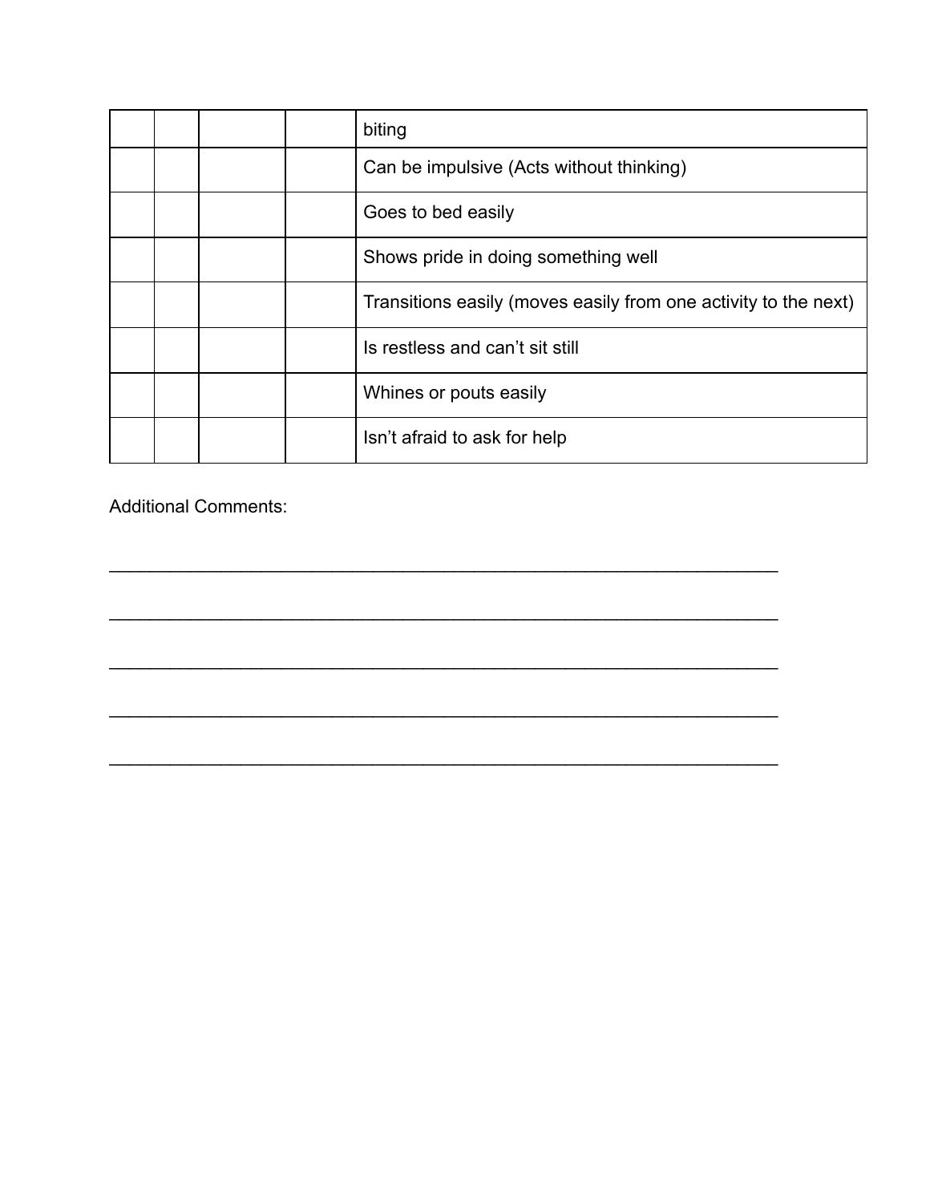| | | | | |
|---|---|---|---|---|
| | | | | biting |
| | | | | Can be impulsive (Acts without thinking) |
| | | | | Goes to bed easily |
| | | | | Shows pride in doing something well |
| | | | | Transitions easily (moves easily from one activity to the next) |
| | | | | Is restless and can't sit still |
| | | | | Whines or pouts easily |
| | | | | Isn't afraid to ask for help |

Additional Comments:

___________________________________________________________________

___________________________________________________________________

___________________________________________________________________

___________________________________________________________________

___________________________________________________________________